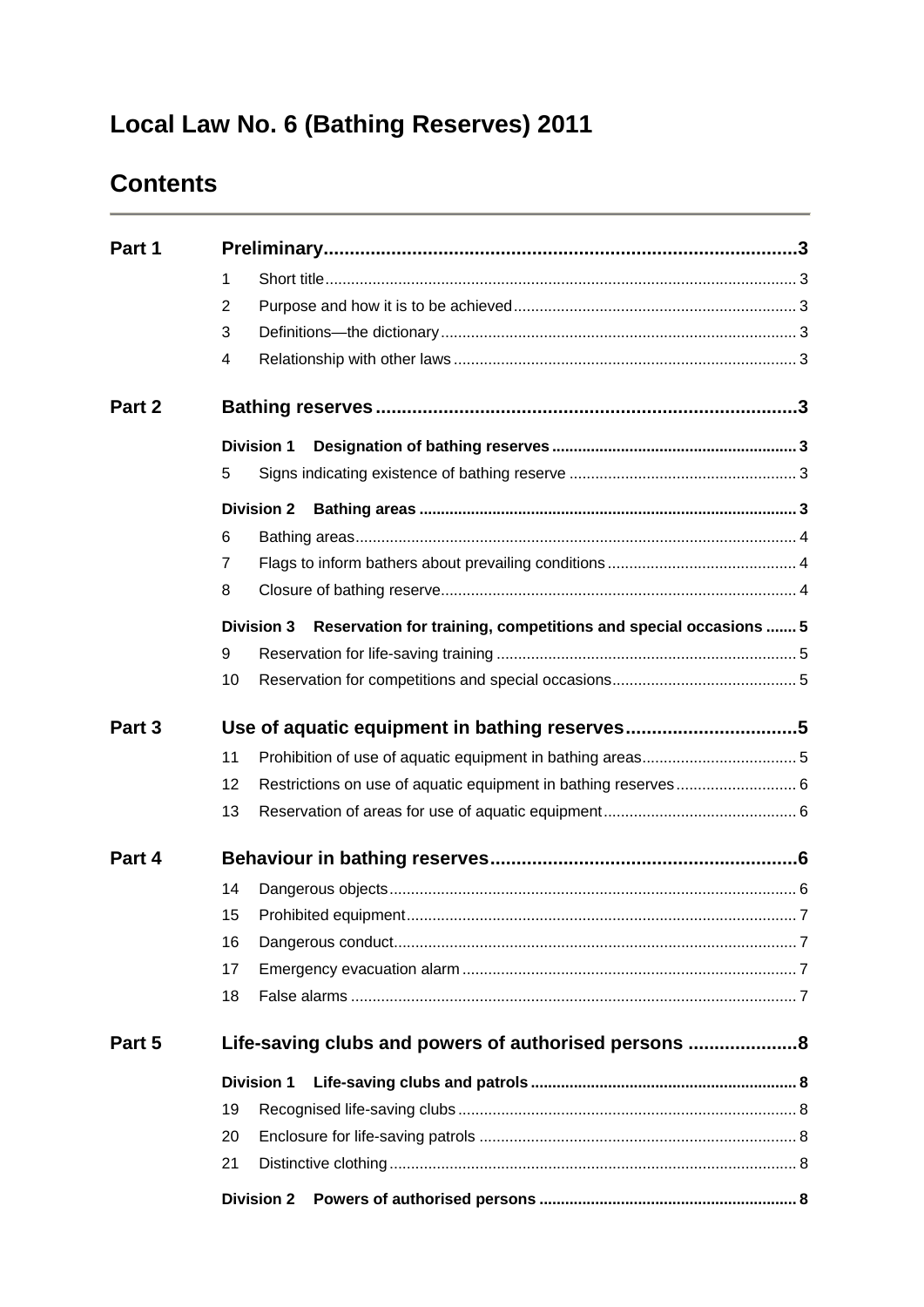# Local Law No. 6 (Bathing Reserves) 2011

## Contents

| | | |
|---|---|---|
| **Part 1** | **Preliminary** | **3** |
| | 1 Short title | 3 |
| | 2 Purpose and how it is to be achieved | 3 |
| | 3 Definitions—the dictionary | 3 |
| | 4 Relationship with other laws | 3 |
| **Part 2** | **Bathing reserves** | **3** |
| | **Division 1 Designation of bathing reserves** | **3** |
| | 5 Signs indicating existence of bathing reserve | 3 |
| | **Division 2 Bathing areas** | **3** |
| | 6 Bathing areas | 4 |
| | 7 Flags to inform bathers about prevailing conditions | 4 |
| | 8 Closure of bathing reserve | 4 |
| | **Division 3 Reservation for training, competitions and special occasions** | **5** |
| | 9 Reservation for life-saving training | 5 |
| | 10 Reservation for competitions and special occasions | 5 |
| **Part 3** | **Use of aquatic equipment in bathing reserves** | **5** |
| | 11 Prohibition of use of aquatic equipment in bathing areas | 5 |
| | 12 Restrictions on use of aquatic equipment in bathing reserves | 6 |
| | 13 Reservation of areas for use of aquatic equipment | 6 |
| **Part 4** | **Behaviour in bathing reserves** | **6** |
| | 14 Dangerous objects | 6 |
| | 15 Prohibited equipment | 7 |
| | 16 Dangerous conduct | 7 |
| | 17 Emergency evacuation alarm | 7 |
| | 18 False alarms | 7 |
| **Part 5** | **Life-saving clubs and powers of authorised persons** | **8** |
| | **Division 1 Life-saving clubs and patrols** | **8** |
| | 19 Recognised life-saving clubs | 8 |
| | 20 Enclosure for life-saving patrols | 8 |
| | 21 Distinctive clothing | 8 |
| | **Division 2 Powers of authorised persons** | **8** |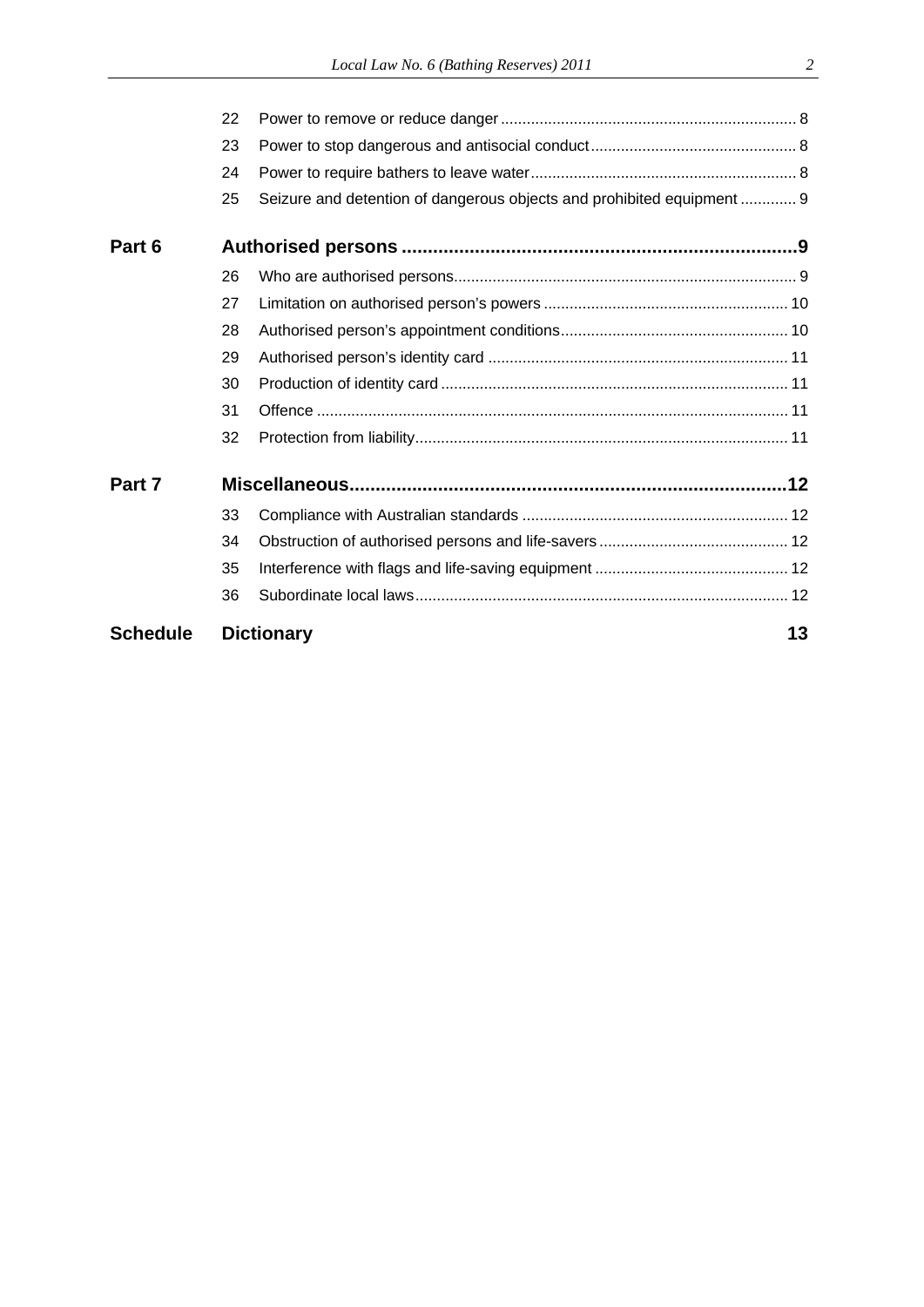| | | | |
|---|---|---|---|
| | 22 | Power to remove or reduce danger | 8 |
| | 23 | Power to stop dangerous and antisocial conduct | 8 |
| | 24 | Power to require bathers to leave water | 8 |
| | 25 | Seizure and detention of dangerous objects and prohibited equipment | 9 |
| **Part 6** | **Authorised persons** | | **9** |
| | 26 | Who are authorised persons | 9 |
| | 27 | Limitation on authorised person's powers | 10 |
| | 28 | Authorised person's appointment conditions | 10 |
| | 29 | Authorised person's identity card | 11 |
| | 30 | Production of identity card | 11 |
| | 31 | Offence | 11 |
| | 32 | Protection from liability | 11 |
| **Part 7** | **Miscellaneous** | | **12** |
| | 33 | Compliance with Australian standards | 12 |
| | 34 | Obstruction of authorised persons and life-savers | 12 |
| | 35 | Interference with flags and life-saving equipment | 12 |
| | 36 | Subordinate local laws | 12 |
| **Schedule** | **Dictionary** | | **13** |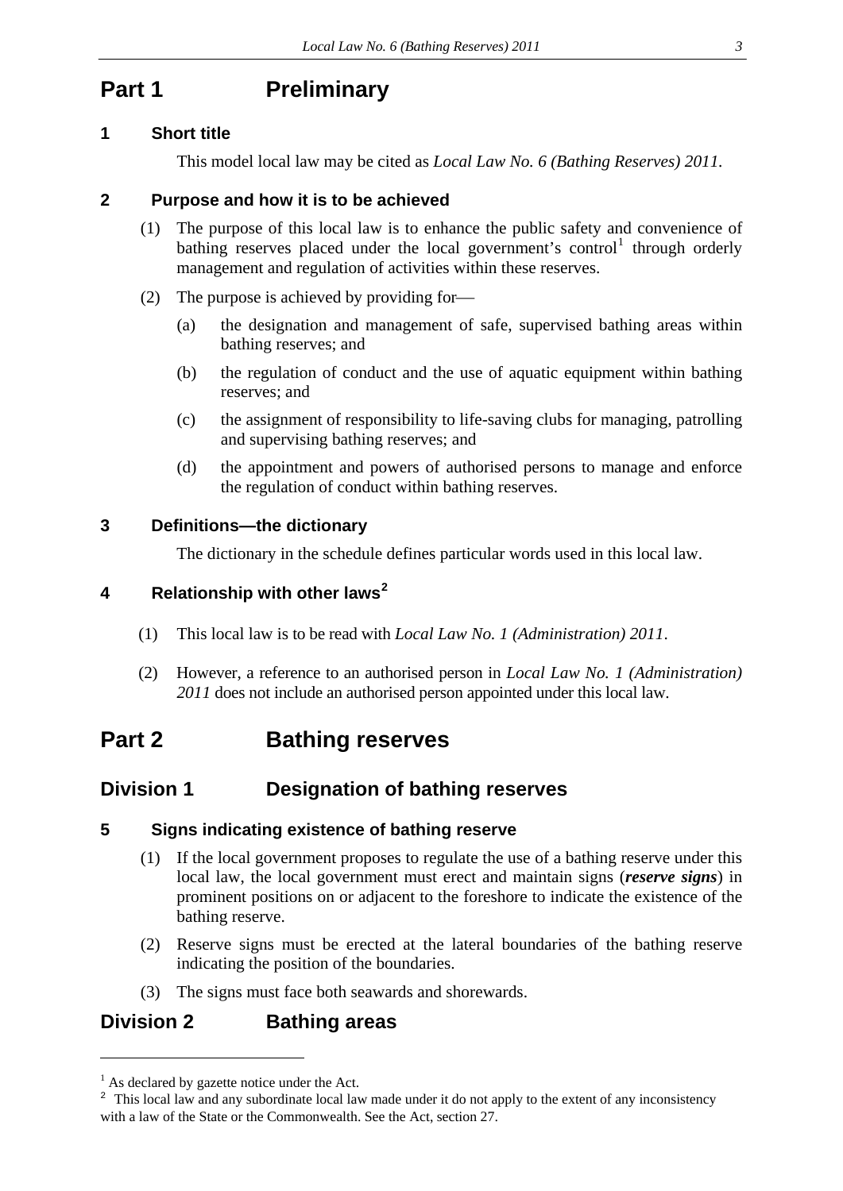# Part 1 Preliminary

### 1 Short title

This model local law may be cited as *Local Law No. 6 (Bathing Reserves) 2011*.

### 2 Purpose and how it is to be achieved

(1) The purpose of this local law is to enhance the public safety and convenience of bathing reserves placed under the local government's control[1] through orderly management and regulation of activities within these reserves.

(2) The purpose is achieved by providing for—

(a) the designation and management of safe, supervised bathing areas within bathing reserves; and

(b) the regulation of conduct and the use of aquatic equipment within bathing reserves; and

(c) the assignment of responsibility to life-saving clubs for managing, patrolling and supervising bathing reserves; and

(d) the appointment and powers of authorised persons to manage and enforce the regulation of conduct within bathing reserves.

### 3 Definitions—the dictionary

The dictionary in the schedule defines particular words used in this local law.

### 4 Relationship with other laws[2]

(1) This local law is to be read with *Local Law No. 1 (Administration) 2011*.

(2) However, a reference to an authorised person in *Local Law No. 1 (Administration) 2011* does not include an authorised person appointed under this local law.

# Part 2 Bathing reserves

## Division 1 Designation of bathing reserves

### 5 Signs indicating existence of bathing reserve

(1) If the local government proposes to regulate the use of a bathing reserve under this local law, the local government must erect and maintain signs (***reserve signs***) in prominent positions on or adjacent to the foreshore to indicate the existence of the bathing reserve.

(2) Reserve signs must be erected at the lateral boundaries of the bathing reserve indicating the position of the boundaries.

(3) The signs must face both seawards and shorewards.

## Division 2 Bathing areas

---

[1] As declared by gazette notice under the Act.

[2] This local law and any subordinate local law made under it do not apply to the extent of any inconsistency with a law of the State or the Commonwealth. See the Act, section 27.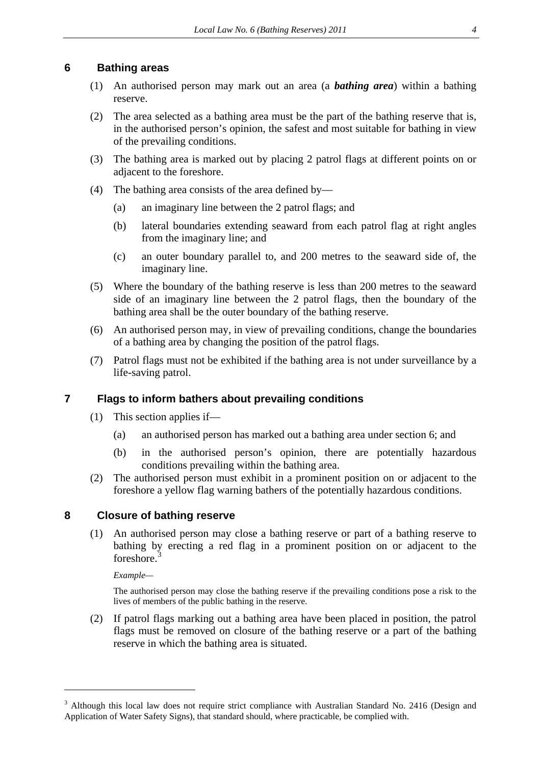## 6 Bathing areas

(1) An authorised person may mark out an area (a ***bathing area***) within a bathing reserve.

(2) The area selected as a bathing area must be the part of the bathing reserve that is, in the authorised person's opinion, the safest and most suitable for bathing in view of the prevailing conditions.

(3) The bathing area is marked out by placing 2 patrol flags at different points on or adjacent to the foreshore.

(4) The bathing area consists of the area defined by—

(a) an imaginary line between the 2 patrol flags; and

(b) lateral boundaries extending seaward from each patrol flag at right angles from the imaginary line; and

(c) an outer boundary parallel to, and 200 metres to the seaward side of, the imaginary line.

(5) Where the boundary of the bathing reserve is less than 200 metres to the seaward side of an imaginary line between the 2 patrol flags, then the boundary of the bathing area shall be the outer boundary of the bathing reserve.

(6) An authorised person may, in view of prevailing conditions, change the boundaries of a bathing area by changing the position of the patrol flags.

(7) Patrol flags must not be exhibited if the bathing area is not under surveillance by a life-saving patrol.

## 7 Flags to inform bathers about prevailing conditions

(1) This section applies if—

(a) an authorised person has marked out a bathing area under section 6; and

(b) in the authorised person's opinion, there are potentially hazardous conditions prevailing within the bathing area.

(2) The authorised person must exhibit in a prominent position on or adjacent to the foreshore a yellow flag warning bathers of the potentially hazardous conditions.

## 8 Closure of bathing reserve

(1) An authorised person may close a bathing reserve or part of a bathing reserve to bathing by erecting a red flag in a prominent position on or adjacent to the foreshore.[3]

*Example—*

The authorised person may close the bathing reserve if the prevailing conditions pose a risk to the lives of members of the public bathing in the reserve.

(2) If patrol flags marking out a bathing area have been placed in position, the patrol flags must be removed on closure of the bathing reserve or a part of the bathing reserve in which the bathing area is situated.

---

[3] Although this local law does not require strict compliance with Australian Standard No. 2416 (Design and Application of Water Safety Signs), that standard should, where practicable, be complied with.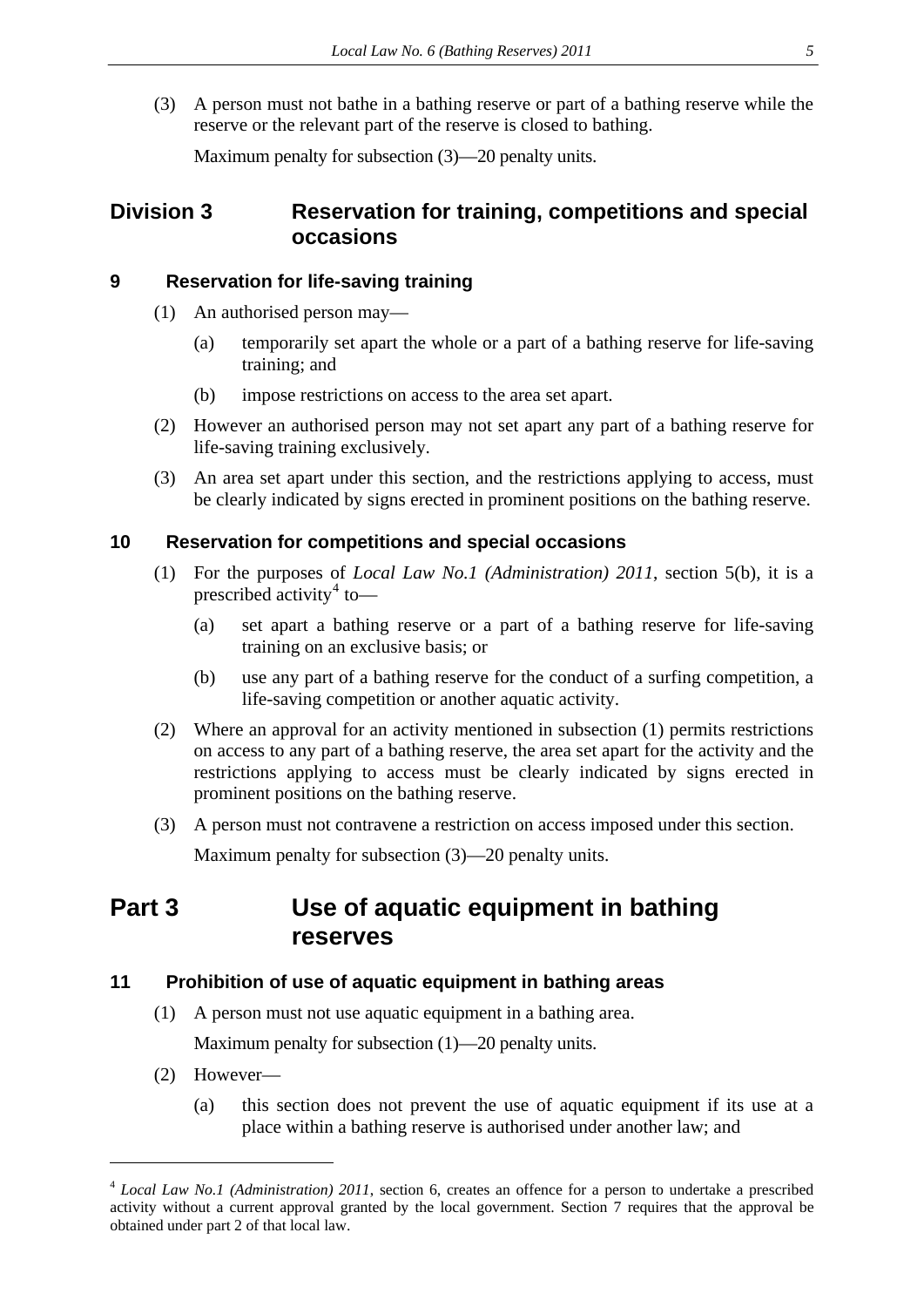(3) A person must not bathe in a bathing reserve or part of a bathing reserve while the reserve or the relevant part of the reserve is closed to bathing.

Maximum penalty for subsection (3)—20 penalty units.

## Division 3 Reservation for training, competitions and special occasions

### 9 Reservation for life-saving training

(1) An authorised person may—

(a) temporarily set apart the whole or a part of a bathing reserve for life-saving training; and

(b) impose restrictions on access to the area set apart.

(2) However an authorised person may not set apart any part of a bathing reserve for life-saving training exclusively.

(3) An area set apart under this section, and the restrictions applying to access, must be clearly indicated by signs erected in prominent positions on the bathing reserve.

### 10 Reservation for competitions and special occasions

(1) For the purposes of *Local Law No.1 (Administration) 2011*, section 5(b), it is a prescribed activity[4] to—

(a) set apart a bathing reserve or a part of a bathing reserve for life-saving training on an exclusive basis; or

(b) use any part of a bathing reserve for the conduct of a surfing competition, a life-saving competition or another aquatic activity.

(2) Where an approval for an activity mentioned in subsection (1) permits restrictions on access to any part of a bathing reserve, the area set apart for the activity and the restrictions applying to access must be clearly indicated by signs erected in prominent positions on the bathing reserve.

(3) A person must not contravene a restriction on access imposed under this section.

Maximum penalty for subsection (3)—20 penalty units.

# Part 3 Use of aquatic equipment in bathing reserves

### 11 Prohibition of use of aquatic equipment in bathing areas

(1) A person must not use aquatic equipment in a bathing area.

Maximum penalty for subsection (1)—20 penalty units.

(2) However—

(a) this section does not prevent the use of aquatic equipment if its use at a place within a bathing reserve is authorised under another law; and

---

[4] *Local Law No.1 (Administration) 2011*, section 6, creates an offence for a person to undertake a prescribed activity without a current approval granted by the local government. Section 7 requires that the approval be obtained under part 2 of that local law.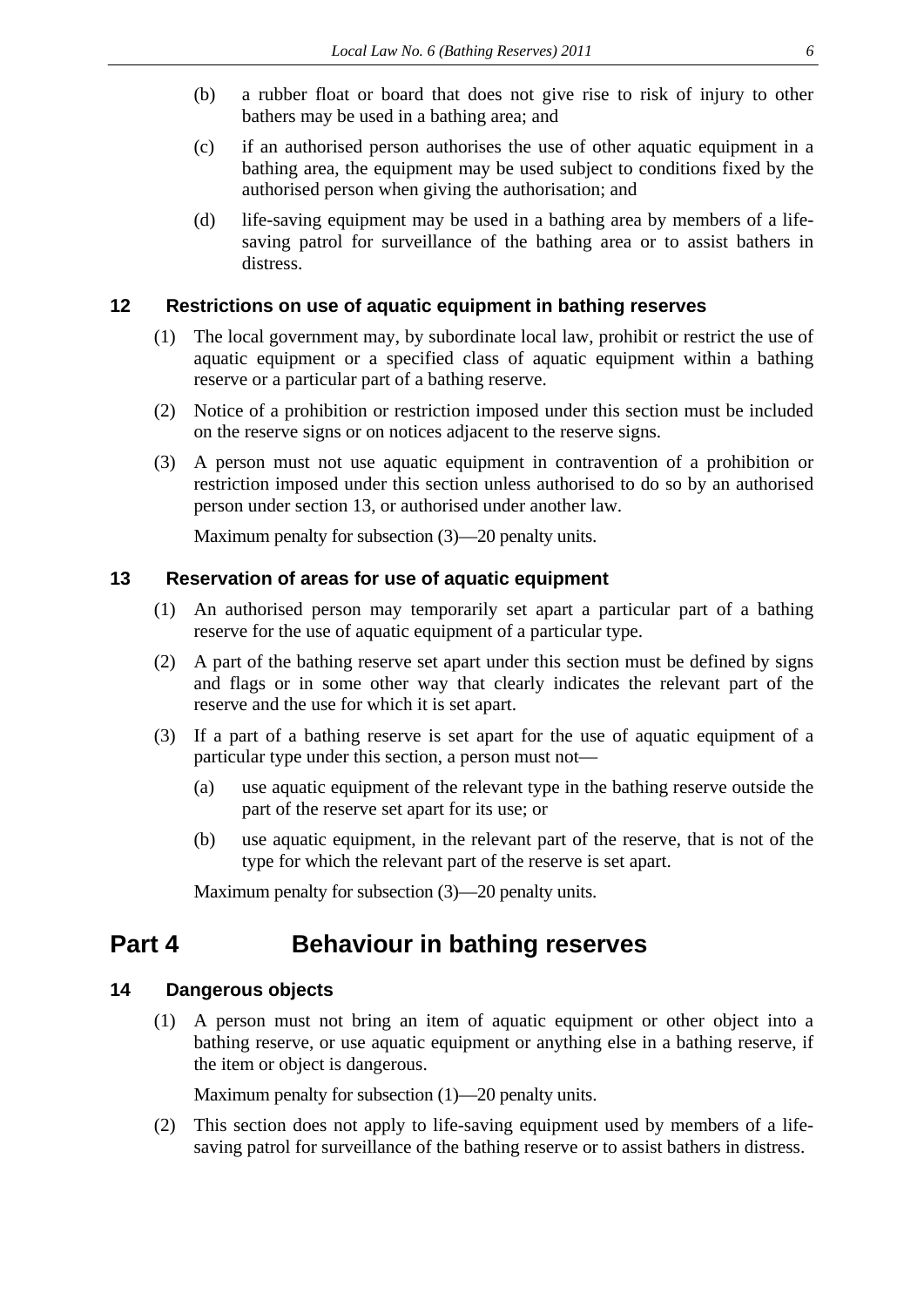(b) a rubber float or board that does not give rise to risk of injury to other bathers may be used in a bathing area; and

(c) if an authorised person authorises the use of other aquatic equipment in a bathing area, the equipment may be used subject to conditions fixed by the authorised person when giving the authorisation; and

(d) life-saving equipment may be used in a bathing area by members of a life-saving patrol for surveillance of the bathing area or to assist bathers in distress.

### 12 Restrictions on use of aquatic equipment in bathing reserves

(1) The local government may, by subordinate local law, prohibit or restrict the use of aquatic equipment or a specified class of aquatic equipment within a bathing reserve or a particular part of a bathing reserve.

(2) Notice of a prohibition or restriction imposed under this section must be included on the reserve signs or on notices adjacent to the reserve signs.

(3) A person must not use aquatic equipment in contravention of a prohibition or restriction imposed under this section unless authorised to do so by an authorised person under section 13, or authorised under another law.

Maximum penalty for subsection (3)—20 penalty units.

### 13 Reservation of areas for use of aquatic equipment

(1) An authorised person may temporarily set apart a particular part of a bathing reserve for the use of aquatic equipment of a particular type.

(2) A part of the bathing reserve set apart under this section must be defined by signs and flags or in some other way that clearly indicates the relevant part of the reserve and the use for which it is set apart.

(3) If a part of a bathing reserve is set apart for the use of aquatic equipment of a particular type under this section, a person must not—

(a) use aquatic equipment of the relevant type in the bathing reserve outside the part of the reserve set apart for its use; or

(b) use aquatic equipment, in the relevant part of the reserve, that is not of the type for which the relevant part of the reserve is set apart.

Maximum penalty for subsection (3)—20 penalty units.

## Part 4 Behaviour in bathing reserves

### 14 Dangerous objects

(1) A person must not bring an item of aquatic equipment or other object into a bathing reserve, or use aquatic equipment or anything else in a bathing reserve, if the item or object is dangerous.

Maximum penalty for subsection (1)—20 penalty units.

(2) This section does not apply to life-saving equipment used by members of a life-saving patrol for surveillance of the bathing reserve or to assist bathers in distress.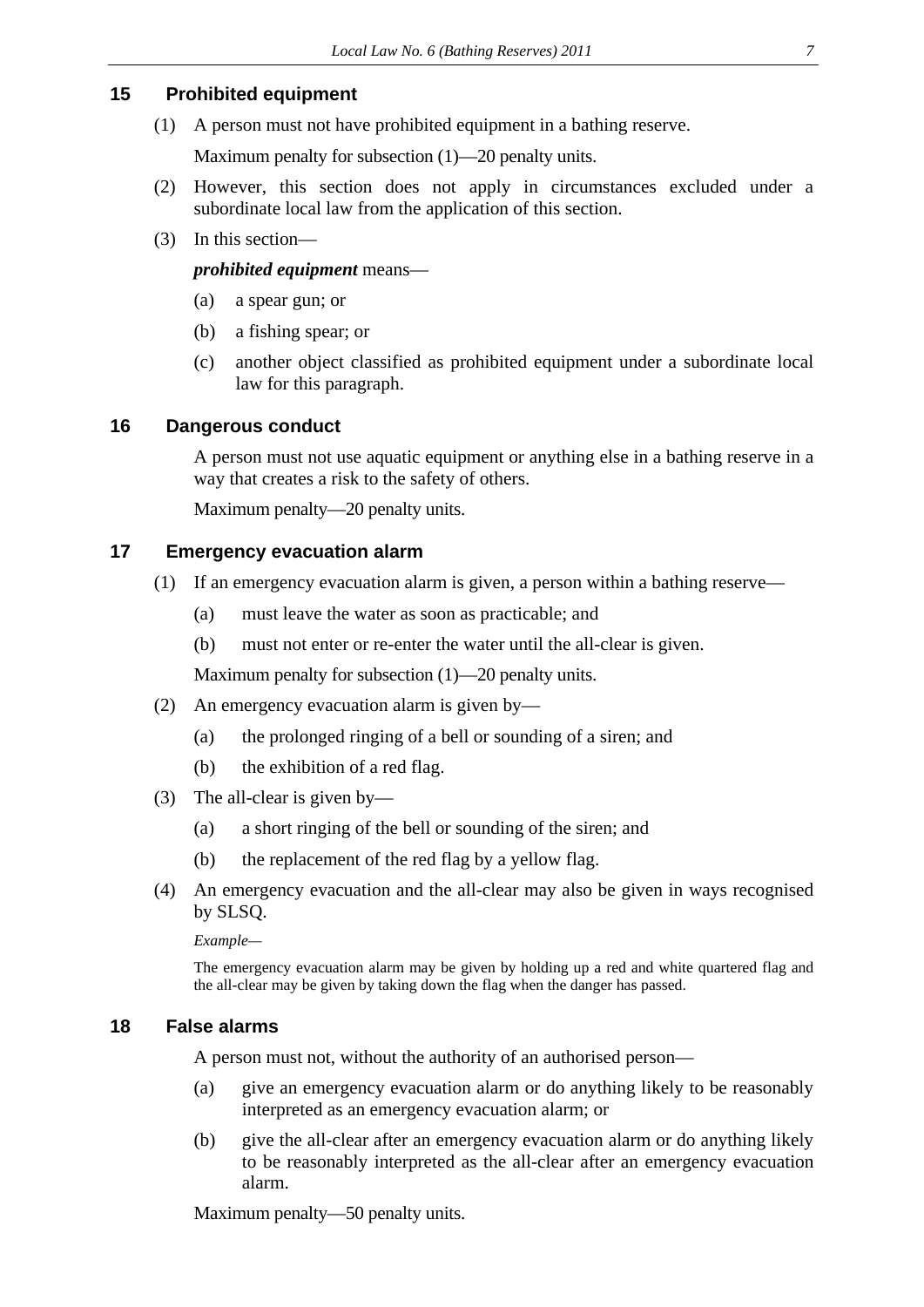## 15 Prohibited equipment

(1) A person must not have prohibited equipment in a bathing reserve.

Maximum penalty for subsection (1)—20 penalty units.

(2) However, this section does not apply in circumstances excluded under a subordinate local law from the application of this section.

(3) In this section—

***prohibited equipment*** means—

(a) a spear gun; or

(b) a fishing spear; or

(c) another object classified as prohibited equipment under a subordinate local law for this paragraph.

## 16 Dangerous conduct

A person must not use aquatic equipment or anything else in a bathing reserve in a way that creates a risk to the safety of others.

Maximum penalty—20 penalty units.

## 17 Emergency evacuation alarm

(1) If an emergency evacuation alarm is given, a person within a bathing reserve—

(a) must leave the water as soon as practicable; and

(b) must not enter or re-enter the water until the all-clear is given.

Maximum penalty for subsection (1)—20 penalty units.

(2) An emergency evacuation alarm is given by—

(a) the prolonged ringing of a bell or sounding of a siren; and

(b) the exhibition of a red flag.

(3) The all-clear is given by—

(a) a short ringing of the bell or sounding of the siren; and

(b) the replacement of the red flag by a yellow flag.

(4) An emergency evacuation and the all-clear may also be given in ways recognised by SLSQ.

*Example—*

The emergency evacuation alarm may be given by holding up a red and white quartered flag and the all-clear may be given by taking down the flag when the danger has passed.

## 18 False alarms

A person must not, without the authority of an authorised person—

(a) give an emergency evacuation alarm or do anything likely to be reasonably interpreted as an emergency evacuation alarm; or

(b) give the all-clear after an emergency evacuation alarm or do anything likely to be reasonably interpreted as the all-clear after an emergency evacuation alarm.

Maximum penalty—50 penalty units.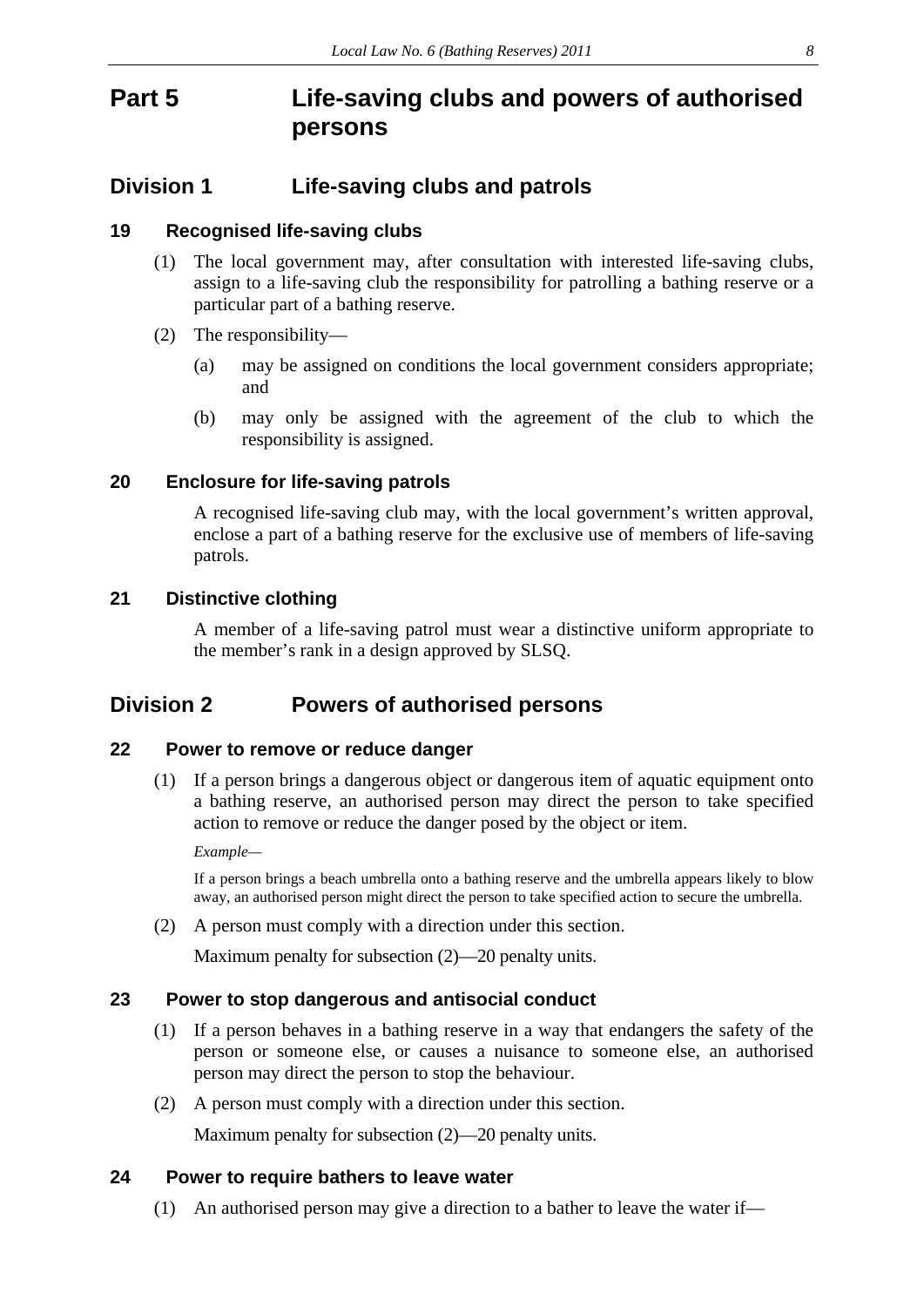# Part 5 Life-saving clubs and powers of authorised persons

## Division 1 Life-saving clubs and patrols

### 19 Recognised life-saving clubs

(1) The local government may, after consultation with interested life-saving clubs, assign to a life-saving club the responsibility for patrolling a bathing reserve or a particular part of a bathing reserve.

(2) The responsibility—

(a) may be assigned on conditions the local government considers appropriate; and

(b) may only be assigned with the agreement of the club to which the responsibility is assigned.

### 20 Enclosure for life-saving patrols

A recognised life-saving club may, with the local government's written approval, enclose a part of a bathing reserve for the exclusive use of members of life-saving patrols.

### 21 Distinctive clothing

A member of a life-saving patrol must wear a distinctive uniform appropriate to the member's rank in a design approved by SLSQ.

## Division 2 Powers of authorised persons

### 22 Power to remove or reduce danger

(1) If a person brings a dangerous object or dangerous item of aquatic equipment onto a bathing reserve, an authorised person may direct the person to take specified action to remove or reduce the danger posed by the object or item.

*Example—*

If a person brings a beach umbrella onto a bathing reserve and the umbrella appears likely to blow away, an authorised person might direct the person to take specified action to secure the umbrella.

(2) A person must comply with a direction under this section.

Maximum penalty for subsection (2)—20 penalty units.

### 23 Power to stop dangerous and antisocial conduct

(1) If a person behaves in a bathing reserve in a way that endangers the safety of the person or someone else, or causes a nuisance to someone else, an authorised person may direct the person to stop the behaviour.

(2) A person must comply with a direction under this section.

Maximum penalty for subsection (2)—20 penalty units.

### 24 Power to require bathers to leave water

(1) An authorised person may give a direction to a bather to leave the water if—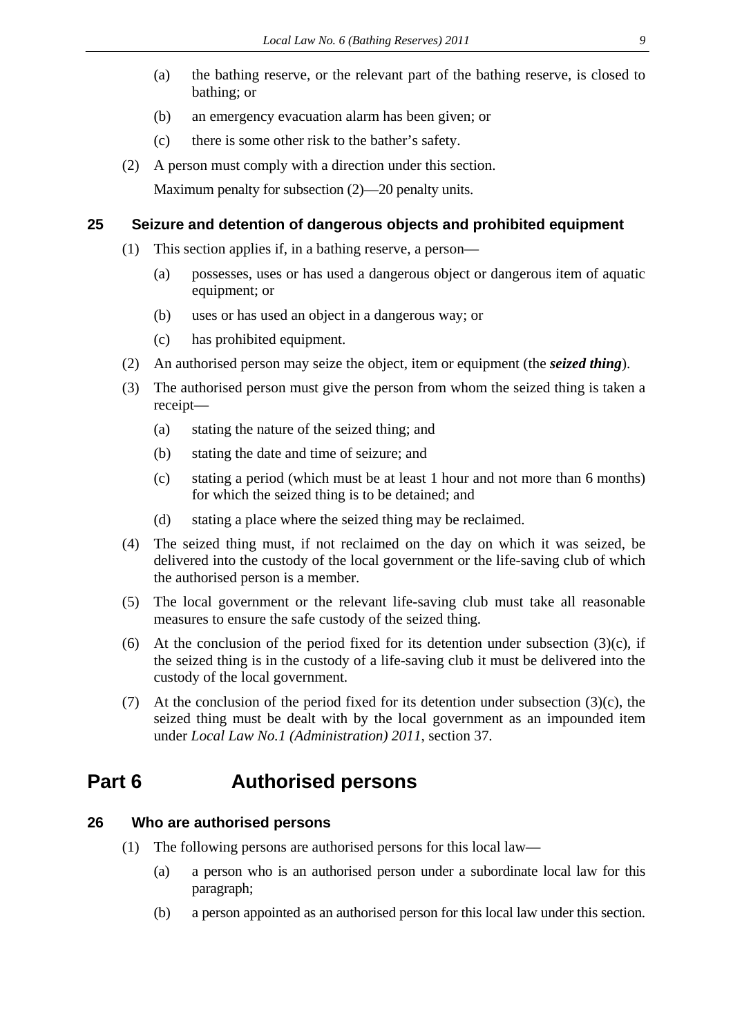(a) the bathing reserve, or the relevant part of the bathing reserve, is closed to bathing; or

(b) an emergency evacuation alarm has been given; or

(c) there is some other risk to the bather's safety.

(2) A person must comply with a direction under this section.

Maximum penalty for subsection (2)—20 penalty units.

### 25 Seizure and detention of dangerous objects and prohibited equipment

(1) This section applies if, in a bathing reserve, a person—

(a) possesses, uses or has used a dangerous object or dangerous item of aquatic equipment; or

(b) uses or has used an object in a dangerous way; or

(c) has prohibited equipment.

(2) An authorised person may seize the object, item or equipment (the ***seized thing***).

(3) The authorised person must give the person from whom the seized thing is taken a receipt—

(a) stating the nature of the seized thing; and

(b) stating the date and time of seizure; and

(c) stating a period (which must be at least 1 hour and not more than 6 months) for which the seized thing is to be detained; and

(d) stating a place where the seized thing may be reclaimed.

(4) The seized thing must, if not reclaimed on the day on which it was seized, be delivered into the custody of the local government or the life-saving club of which the authorised person is a member.

(5) The local government or the relevant life-saving club must take all reasonable measures to ensure the safe custody of the seized thing.

(6) At the conclusion of the period fixed for its detention under subsection (3)(c), if the seized thing is in the custody of a life-saving club it must be delivered into the custody of the local government.

(7) At the conclusion of the period fixed for its detention under subsection (3)(c), the seized thing must be dealt with by the local government as an impounded item under *Local Law No.1 (Administration) 2011*, section 37.

## Part 6 Authorised persons

### 26 Who are authorised persons

(1) The following persons are authorised persons for this local law—

(a) a person who is an authorised person under a subordinate local law for this paragraph;

(b) a person appointed as an authorised person for this local law under this section.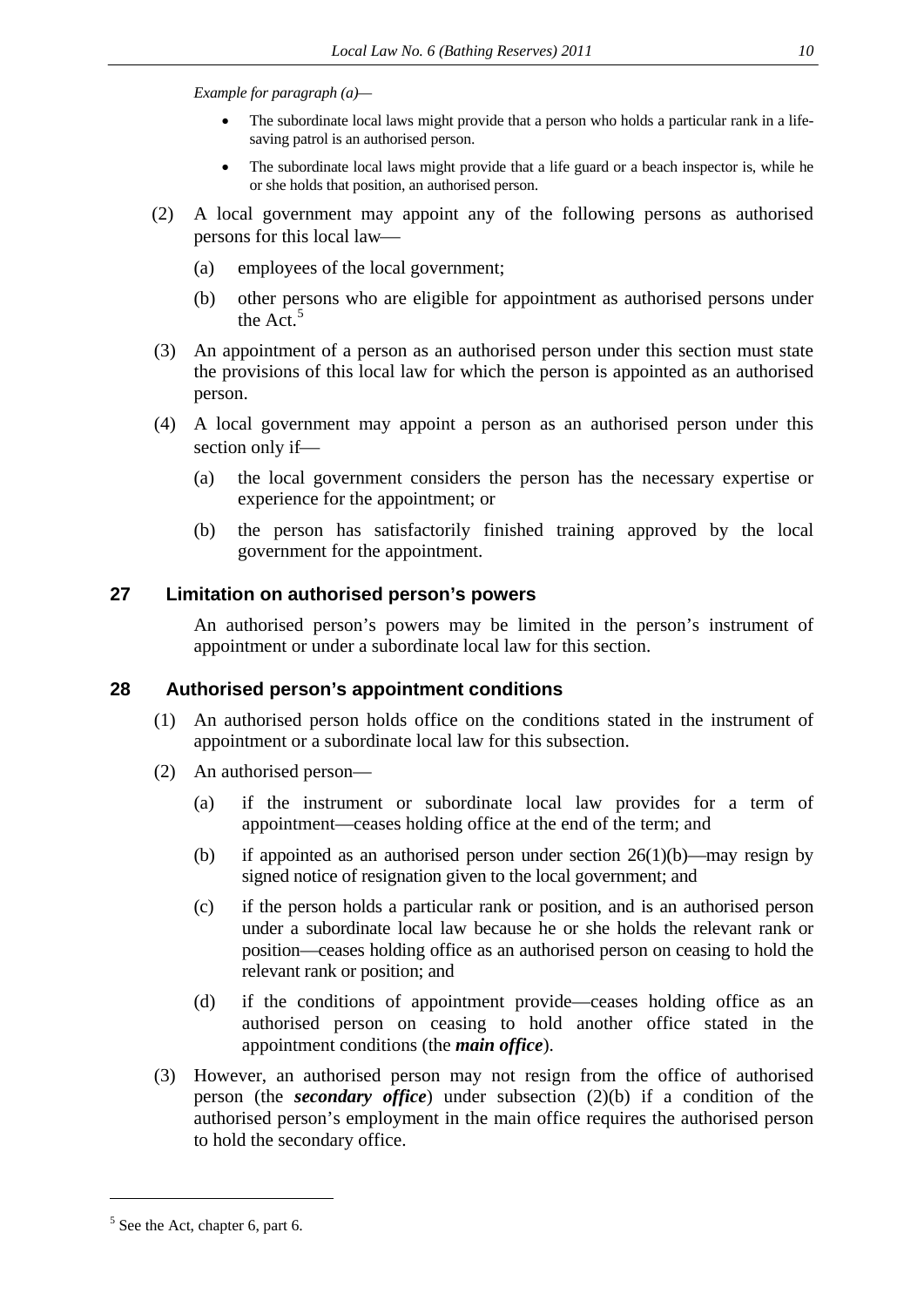*Example for paragraph (a)*—

- The subordinate local laws might provide that a person who holds a particular rank in a life-saving patrol is an authorised person.
- The subordinate local laws might provide that a life guard or a beach inspector is, while he or she holds that position, an authorised person.

(2) A local government may appoint any of the following persons as authorised persons for this local law—

(a) employees of the local government;

(b) other persons who are eligible for appointment as authorised persons under the Act.[5]

(3) An appointment of a person as an authorised person under this section must state the provisions of this local law for which the person is appointed as an authorised person.

(4) A local government may appoint a person as an authorised person under this section only if—

(a) the local government considers the person has the necessary expertise or experience for the appointment; or

(b) the person has satisfactorily finished training approved by the local government for the appointment.

## 27 Limitation on authorised person's powers

An authorised person's powers may be limited in the person's instrument of appointment or under a subordinate local law for this section.

## 28 Authorised person's appointment conditions

(1) An authorised person holds office on the conditions stated in the instrument of appointment or a subordinate local law for this subsection.

(2) An authorised person—

(a) if the instrument or subordinate local law provides for a term of appointment—ceases holding office at the end of the term; and

(b) if appointed as an authorised person under section 26(1)(b)—may resign by signed notice of resignation given to the local government; and

(c) if the person holds a particular rank or position, and is an authorised person under a subordinate local law because he or she holds the relevant rank or position—ceases holding office as an authorised person on ceasing to hold the relevant rank or position; and

(d) if the conditions of appointment provide—ceases holding office as an authorised person on ceasing to hold another office stated in the appointment conditions (the ***main office***).

(3) However, an authorised person may not resign from the office of authorised person (the ***secondary office***) under subsection (2)(b) if a condition of the authorised person's employment in the main office requires the authorised person to hold the secondary office.

---

[5] See the Act, chapter 6, part 6.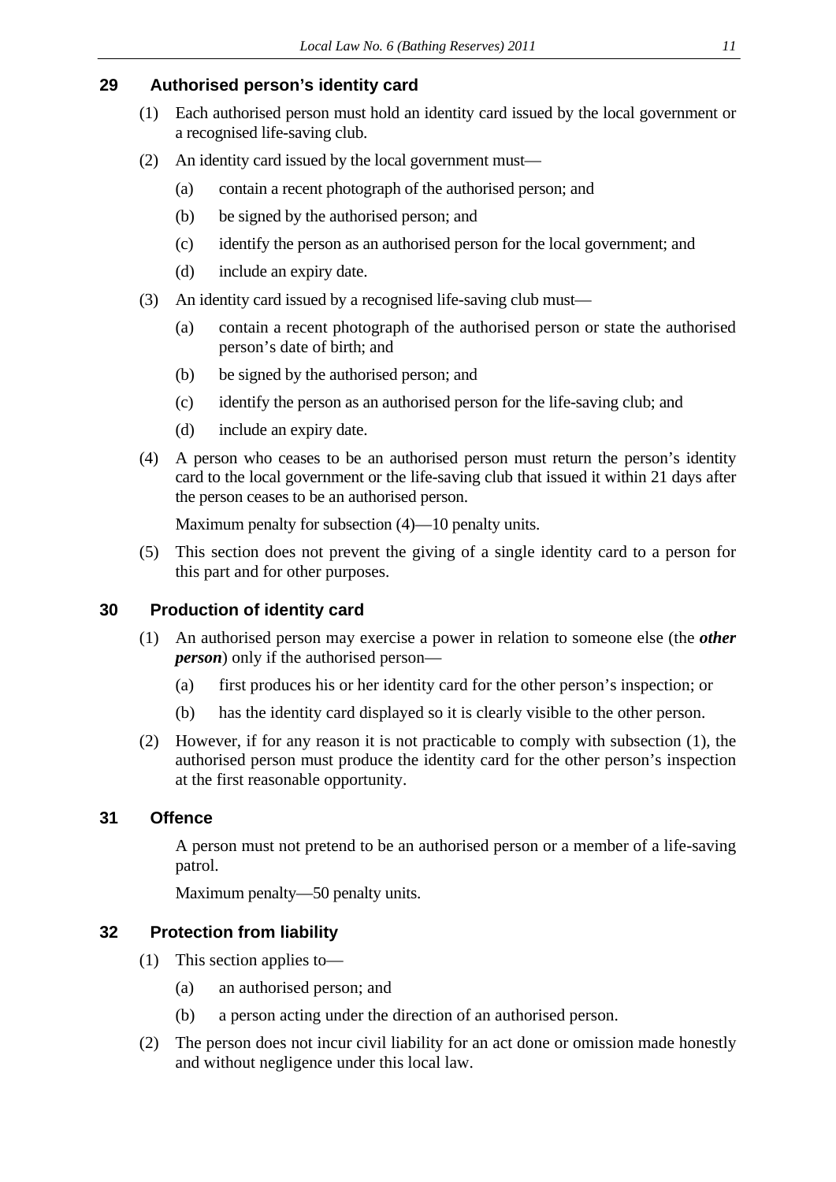## 29 Authorised person's identity card

(1) Each authorised person must hold an identity card issued by the local government or a recognised life-saving club.

(2) An identity card issued by the local government must—

(a) contain a recent photograph of the authorised person; and

(b) be signed by the authorised person; and

(c) identify the person as an authorised person for the local government; and

(d) include an expiry date.

(3) An identity card issued by a recognised life-saving club must—

(a) contain a recent photograph of the authorised person or state the authorised person's date of birth; and

(b) be signed by the authorised person; and

(c) identify the person as an authorised person for the life-saving club; and

(d) include an expiry date.

(4) A person who ceases to be an authorised person must return the person's identity card to the local government or the life-saving club that issued it within 21 days after the person ceases to be an authorised person.

Maximum penalty for subsection (4)—10 penalty units.

(5) This section does not prevent the giving of a single identity card to a person for this part and for other purposes.

## 30 Production of identity card

(1) An authorised person may exercise a power in relation to someone else (the ***other person***) only if the authorised person—

(a) first produces his or her identity card for the other person's inspection; or

(b) has the identity card displayed so it is clearly visible to the other person.

(2) However, if for any reason it is not practicable to comply with subsection (1), the authorised person must produce the identity card for the other person's inspection at the first reasonable opportunity.

## 31 Offence

A person must not pretend to be an authorised person or a member of a life-saving patrol.

Maximum penalty—50 penalty units.

## 32 Protection from liability

(1) This section applies to—

(a) an authorised person; and

(b) a person acting under the direction of an authorised person.

(2) The person does not incur civil liability for an act done or omission made honestly and without negligence under this local law.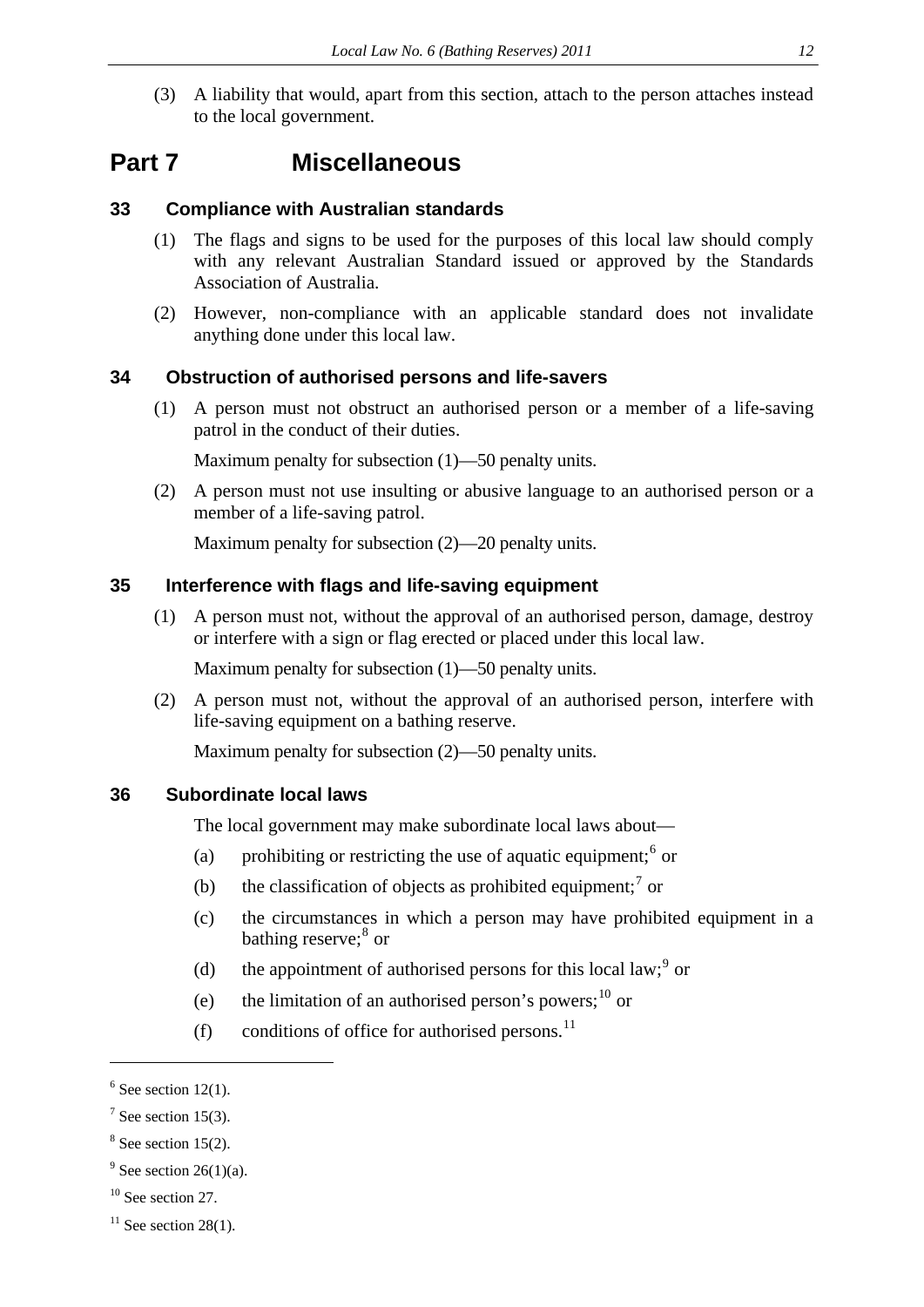(3) A liability that would, apart from this section, attach to the person attaches instead to the local government.

# Part 7 Miscellaneous

## 33 Compliance with Australian standards

(1) The flags and signs to be used for the purposes of this local law should comply with any relevant Australian Standard issued or approved by the Standards Association of Australia.

(2) However, non-compliance with an applicable standard does not invalidate anything done under this local law.

## 34 Obstruction of authorised persons and life-savers

(1) A person must not obstruct an authorised person or a member of a life-saving patrol in the conduct of their duties.

Maximum penalty for subsection (1)—50 penalty units.

(2) A person must not use insulting or abusive language to an authorised person or a member of a life-saving patrol.

Maximum penalty for subsection (2)—20 penalty units.

## 35 Interference with flags and life-saving equipment

(1) A person must not, without the approval of an authorised person, damage, destroy or interfere with a sign or flag erected or placed under this local law.

Maximum penalty for subsection (1)—50 penalty units.

(2) A person must not, without the approval of an authorised person, interfere with life-saving equipment on a bathing reserve.

Maximum penalty for subsection (2)—50 penalty units.

## 36 Subordinate local laws

The local government may make subordinate local laws about—

(a) prohibiting or restricting the use of aquatic equipment;[6] or

(b) the classification of objects as prohibited equipment;[7] or

(c) the circumstances in which a person may have prohibited equipment in a bathing reserve;[8] or

(d) the appointment of authorised persons for this local law;[9] or

(e) the limitation of an authorised person's powers;[10] or

(f) conditions of office for authorised persons.[11]

---

[6] See section 12(1).

[7] See section 15(3).

[8] See section 15(2).

[9] See section 26(1)(a).

[10] See section 27.

[11] See section 28(1).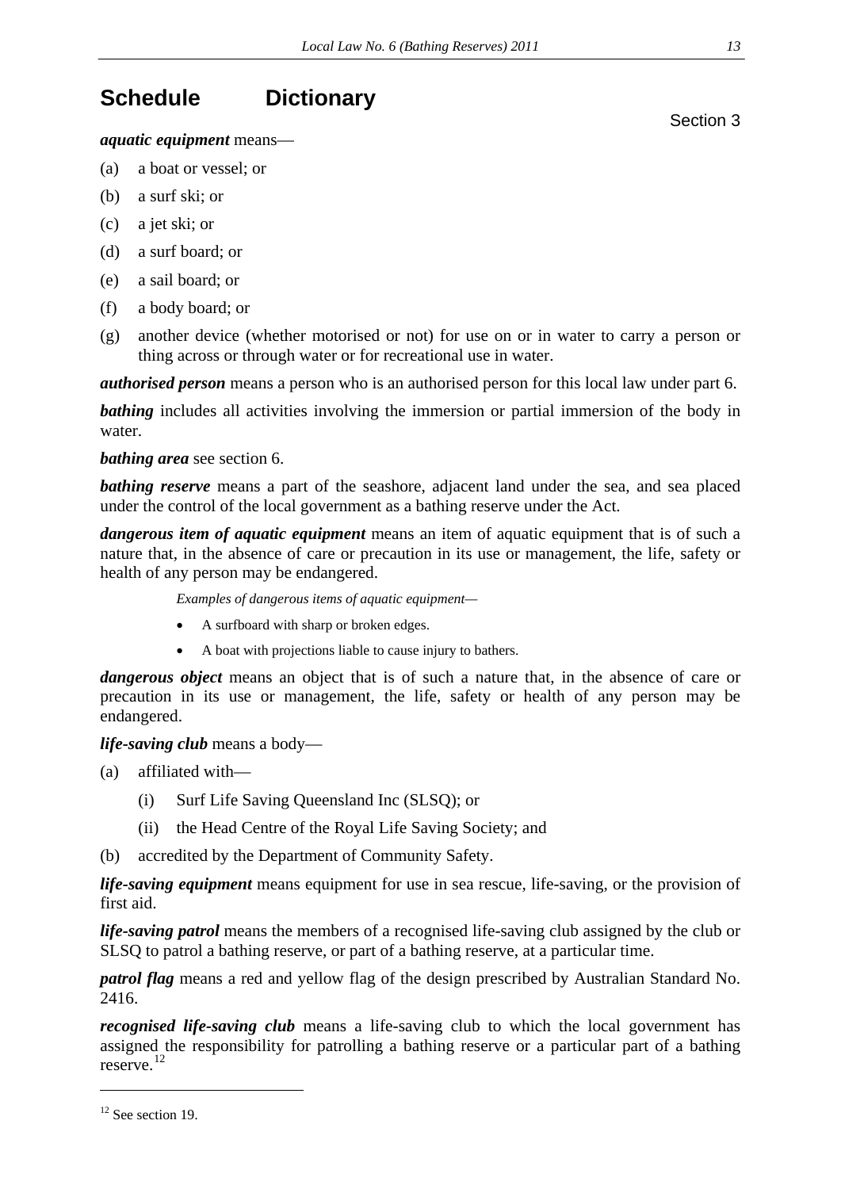# Schedule Dictionary

Section 3

***aquatic equipment*** means—

(a) a boat or vessel; or

(b) a surf ski; or

(c) a jet ski; or

(d) a surf board; or

(e) a sail board; or

(f) a body board; or

(g) another device (whether motorised or not) for use on or in water to carry a person or thing across or through water or for recreational use in water.

***authorised person*** means a person who is an authorised person for this local law under part 6.

***bathing*** includes all activities involving the immersion or partial immersion of the body in water.

***bathing area*** see section 6.

***bathing reserve*** means a part of the seashore, adjacent land under the sea, and sea placed under the control of the local government as a bathing reserve under the Act.

***dangerous item of aquatic equipment*** means an item of aquatic equipment that is of such a nature that, in the absence of care or precaution in its use or management, the life, safety or health of any person may be endangered.

*Examples of dangerous items of aquatic equipment—*

- A surfboard with sharp or broken edges.
- A boat with projections liable to cause injury to bathers.

***dangerous object*** means an object that is of such a nature that, in the absence of care or precaution in its use or management, the life, safety or health of any person may be endangered.

***life-saving club*** means a body—

(a) affiliated with—

  (i) Surf Life Saving Queensland Inc (SLSQ); or

  (ii) the Head Centre of the Royal Life Saving Society; and

(b) accredited by the Department of Community Safety.

***life-saving equipment*** means equipment for use in sea rescue, life-saving, or the provision of first aid.

***life-saving patrol*** means the members of a recognised life-saving club assigned by the club or SLSQ to patrol a bathing reserve, or part of a bathing reserve, at a particular time.

***patrol flag*** means a red and yellow flag of the design prescribed by Australian Standard No. 2416.

***recognised life-saving club*** means a life-saving club to which the local government has assigned the responsibility for patrolling a bathing reserve or a particular part of a bathing reserve.[12]

---

[12] See section 19.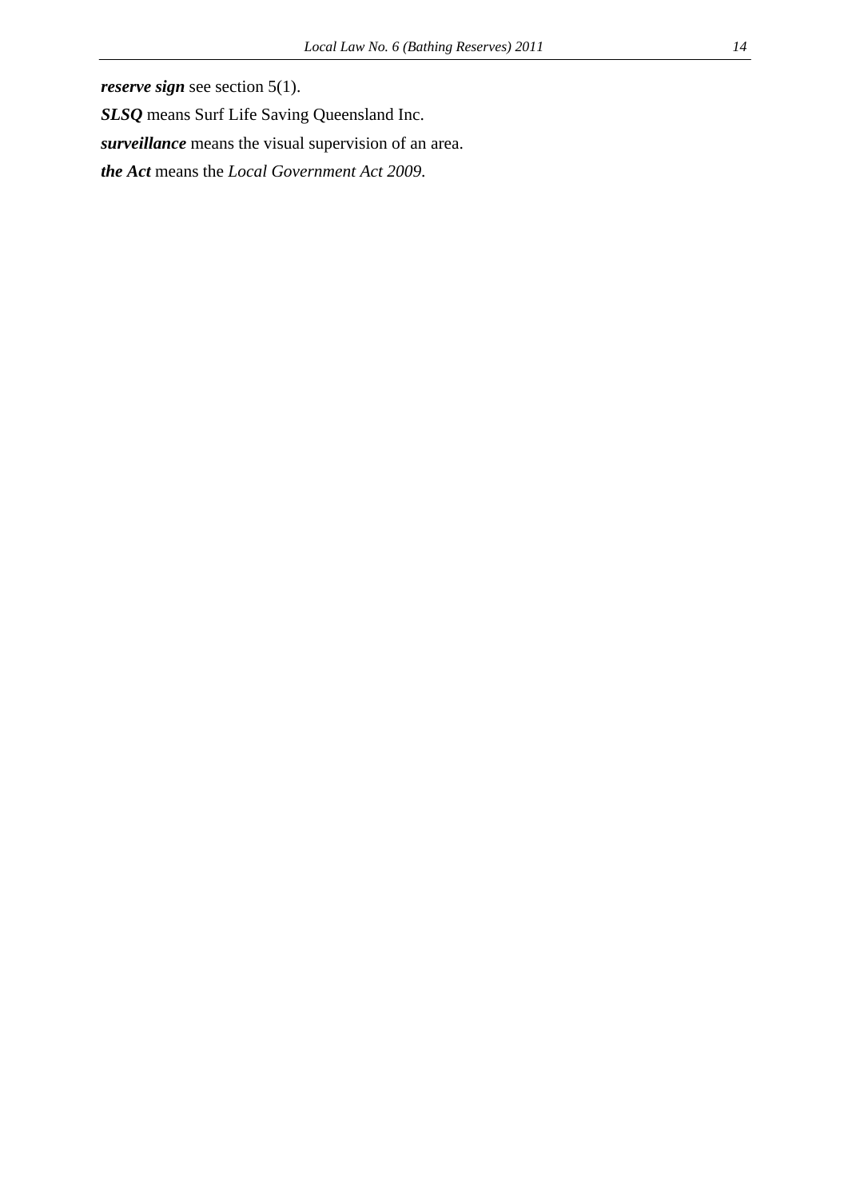***reserve sign*** see section 5(1).

***SLSQ*** means Surf Life Saving Queensland Inc.

***surveillance*** means the visual supervision of an area.

***the Act*** means the *Local Government Act 2009*.